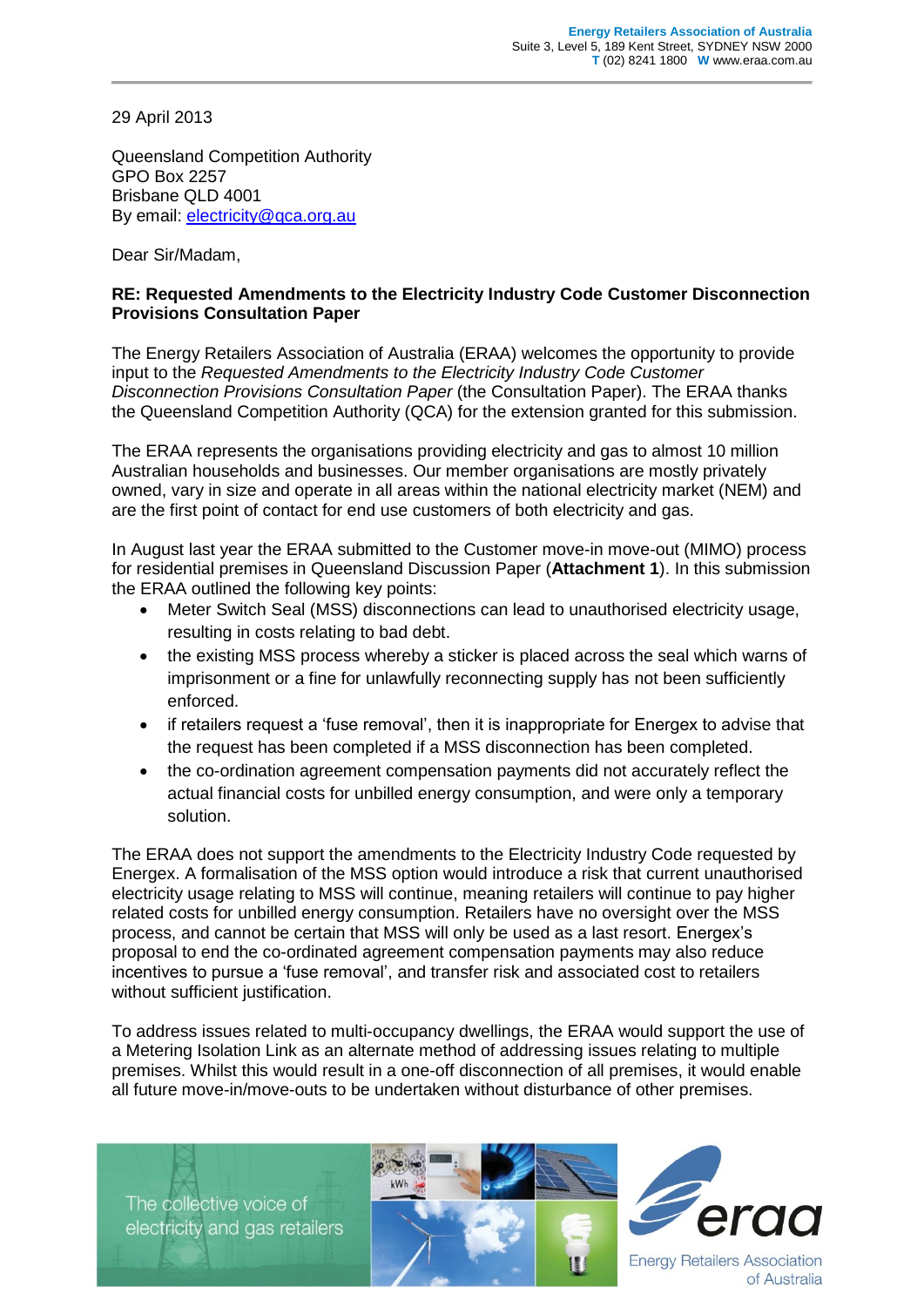**Energy Retailers Association of Australia**
Suite 3, Level 5, 189 Kent Street, SYDNEY NSW 2000
**T** (02) 8241 1800 **W** www.eraa.com.au

29 April 2013

Queensland Competition Authority
GPO Box 2257
Brisbane QLD 4001
By email: electricity@qca.org.au

Dear Sir/Madam,

**RE: Requested Amendments to the Electricity Industry Code Customer Disconnection Provisions Consultation Paper**

The Energy Retailers Association of Australia (ERAA) welcomes the opportunity to provide input to the *Requested Amendments to the Electricity Industry Code Customer Disconnection Provisions Consultation Paper* (the Consultation Paper). The ERAA thanks the Queensland Competition Authority (QCA) for the extension granted for this submission.

The ERAA represents the organisations providing electricity and gas to almost 10 million Australian households and businesses. Our member organisations are mostly privately owned, vary in size and operate in all areas within the national electricity market (NEM) and are the first point of contact for end use customers of both electricity and gas.

In August last year the ERAA submitted to the Customer move-in move-out (MIMO) process for residential premises in Queensland Discussion Paper (**Attachment 1**). In this submission the ERAA outlined the following key points:

- Meter Switch Seal (MSS) disconnections can lead to unauthorised electricity usage, resulting in costs relating to bad debt.
- the existing MSS process whereby a sticker is placed across the seal which warns of imprisonment or a fine for unlawfully reconnecting supply has not been sufficiently enforced.
- if retailers request a 'fuse removal', then it is inappropriate for Energex to advise that the request has been completed if a MSS disconnection has been completed.
- the co-ordination agreement compensation payments did not accurately reflect the actual financial costs for unbilled energy consumption, and were only a temporary solution.

The ERAA does not support the amendments to the Electricity Industry Code requested by Energex. A formalisation of the MSS option would introduce a risk that current unauthorised electricity usage relating to MSS will continue, meaning retailers will continue to pay higher related costs for unbilled energy consumption. Retailers have no oversight over the MSS process, and cannot be certain that MSS will only be used as a last resort. Energex's proposal to end the co-ordinated agreement compensation payments may also reduce incentives to pursue a 'fuse removal', and transfer risk and associated cost to retailers without sufficient justification.

To address issues related to multi-occupancy dwellings, the ERAA would support the use of a Metering Isolation Link as an alternate method of addressing issues relating to multiple premises. Whilst this would result in a one-off disconnection of all premises, it would enable all future move-in/move-outs to be undertaken without disturbance of other premises.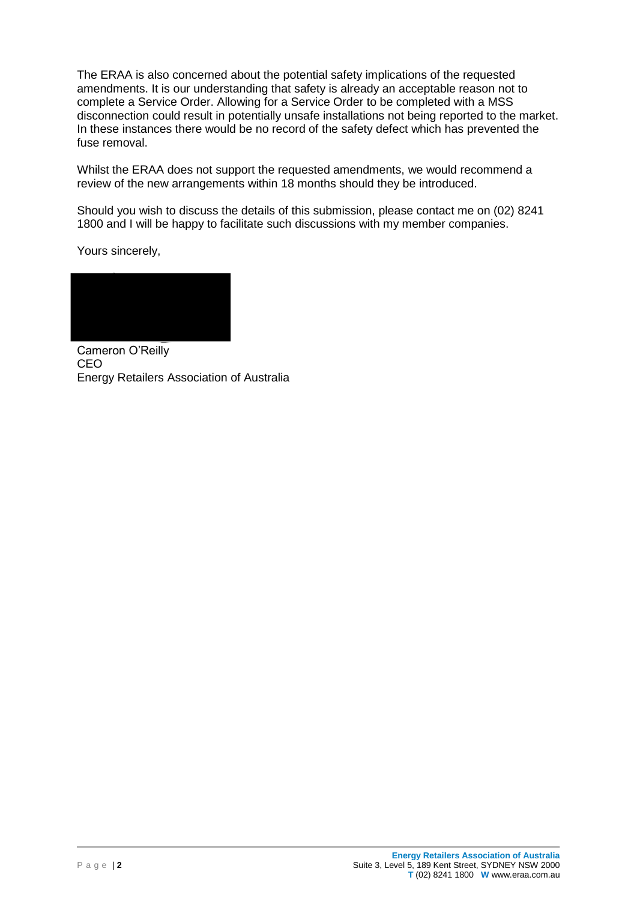The ERAA is also concerned about the potential safety implications of the requested amendments. It is our understanding that safety is already an acceptable reason not to complete a Service Order. Allowing for a Service Order to be completed with a MSS disconnection could result in potentially unsafe installations not being reported to the market. In these instances there would be no record of the safety defect which has prevented the fuse removal.

Whilst the ERAA does not support the requested amendments, we would recommend a review of the new arrangements within 18 months should they be introduced.

Should you wish to discuss the details of this submission, please contact me on (02) 8241 1800 and I will be happy to facilitate such discussions with my member companies.

Yours sincerely,

Cameron O'Reilly
CEO
Energy Retailers Association of Australia